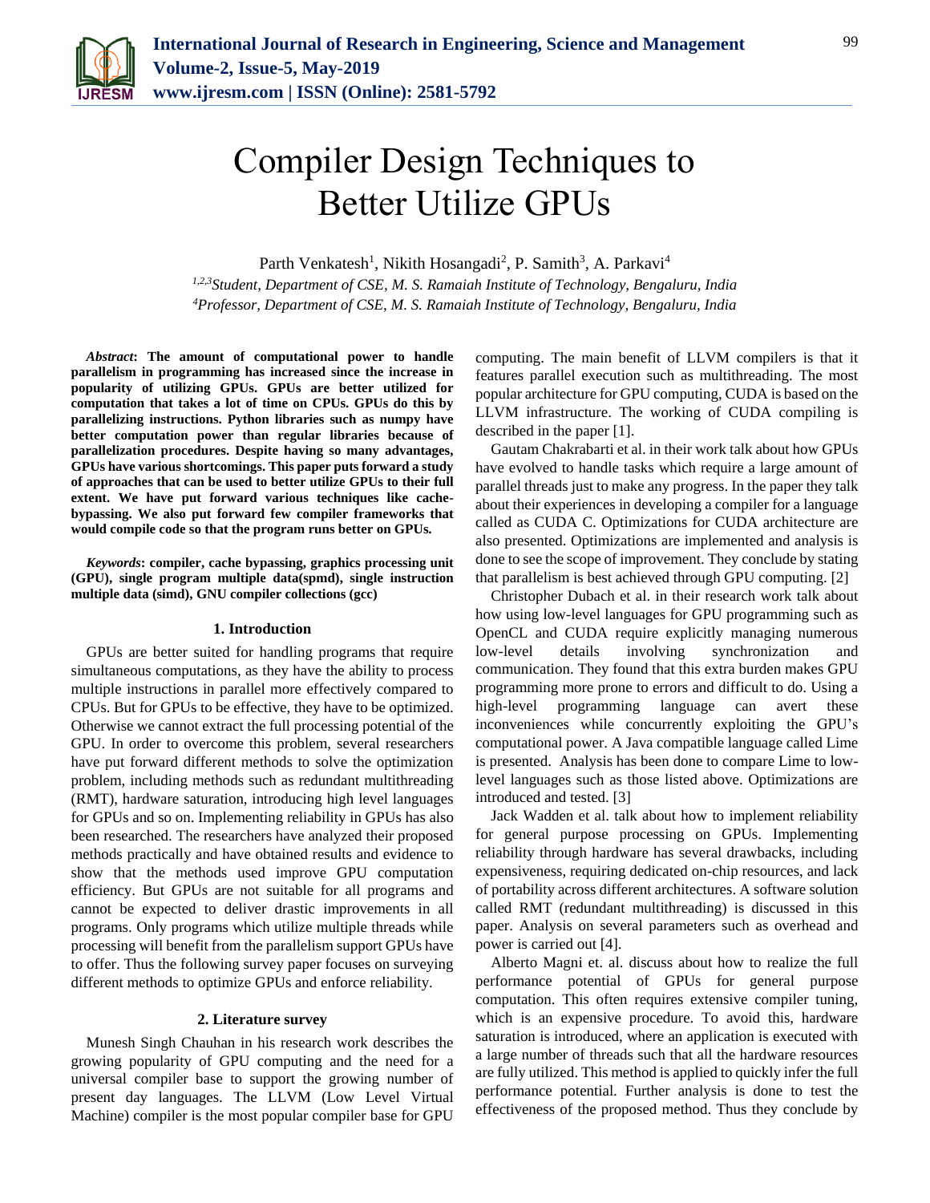# Compiler Design Techniques to Better Utilize GPUs

Parth Venkatesh[1], Nikith Hosangadi[2], P. Samith[3], A. Parkavi[4]

[1,2,3]*Student, Department of CSE, M. S. Ramaiah Institute of Technology, Bengaluru, India*
[4]*Professor, Department of CSE, M. S. Ramaiah Institute of Technology, Bengaluru, India*

***Abstract*: The amount of computational power to handle parallelism in programming has increased since the increase in popularity of utilizing GPUs. GPUs are better utilized for computation that takes a lot of time on CPUs. GPUs do this by parallelizing instructions. Python libraries such as numpy have better computation power than regular libraries because of parallelization procedures. Despite having so many advantages, GPUs have various shortcomings. This paper puts forward a study of approaches that can be used to better utilize GPUs to their full extent. We have put forward various techniques like cache-bypassing. We also put forward few compiler frameworks that would compile code so that the program runs better on GPUs.**

***Keywords*: compiler, cache bypassing, graphics processing unit (GPU), single program multiple data(spmd), single instruction multiple data (simd), GNU compiler collections (gcc)**

## 1. Introduction

GPUs are better suited for handling programs that require simultaneous computations, as they have the ability to process multiple instructions in parallel more effectively compared to CPUs. But for GPUs to be effective, they have to be optimized. Otherwise we cannot extract the full processing potential of the GPU. In order to overcome this problem, several researchers have put forward different methods to solve the optimization problem, including methods such as redundant multithreading (RMT), hardware saturation, introducing high level languages for GPUs and so on. Implementing reliability in GPUs has also been researched. The researchers have analyzed their proposed methods practically and have obtained results and evidence to show that the methods used improve GPU computation efficiency. But GPUs are not suitable for all programs and cannot be expected to deliver drastic improvements in all programs. Only programs which utilize multiple threads while processing will benefit from the parallelism support GPUs have to offer. Thus the following survey paper focuses on surveying different methods to optimize GPUs and enforce reliability.

## 2. Literature survey

Munesh Singh Chauhan in his research work describes the growing popularity of GPU computing and the need for a universal compiler base to support the growing number of present day languages. The LLVM (Low Level Virtual Machine) compiler is the most popular compiler base for GPU computing. The main benefit of LLVM compilers is that it features parallel execution such as multithreading. The most popular architecture for GPU computing, CUDA is based on the LLVM infrastructure. The working of CUDA compiling is described in the paper [1].

Gautam Chakrabarti et al. in their work talk about how GPUs have evolved to handle tasks which require a large amount of parallel threads just to make any progress. In the paper they talk about their experiences in developing a compiler for a language called as CUDA C. Optimizations for CUDA architecture are also presented. Optimizations are implemented and analysis is done to see the scope of improvement. They conclude by stating that parallelism is best achieved through GPU computing. [2]

Christopher Dubach et al. in their research work talk about how using low-level languages for GPU programming such as OpenCL and CUDA require explicitly managing numerous low-level details involving synchronization and communication. They found that this extra burden makes GPU programming more prone to errors and difficult to do. Using a high-level programming language can avert these inconveniences while concurrently exploiting the GPU's computational power. A Java compatible language called Lime is presented. Analysis has been done to compare Lime to low-level languages such as those listed above. Optimizations are introduced and tested. [3]

Jack Wadden et al. talk about how to implement reliability for general purpose processing on GPUs. Implementing reliability through hardware has several drawbacks, including expensiveness, requiring dedicated on-chip resources, and lack of portability across different architectures. A software solution called RMT (redundant multithreading) is discussed in this paper. Analysis on several parameters such as overhead and power is carried out [4].

Alberto Magni et. al. discuss about how to realize the full performance potential of GPUs for general purpose computation. This often requires extensive compiler tuning, which is an expensive procedure. To avoid this, hardware saturation is introduced, where an application is executed with a large number of threads such that all the hardware resources are fully utilized. This method is applied to quickly infer the full performance potential. Further analysis is done to test the effectiveness of the proposed method. Thus they conclude by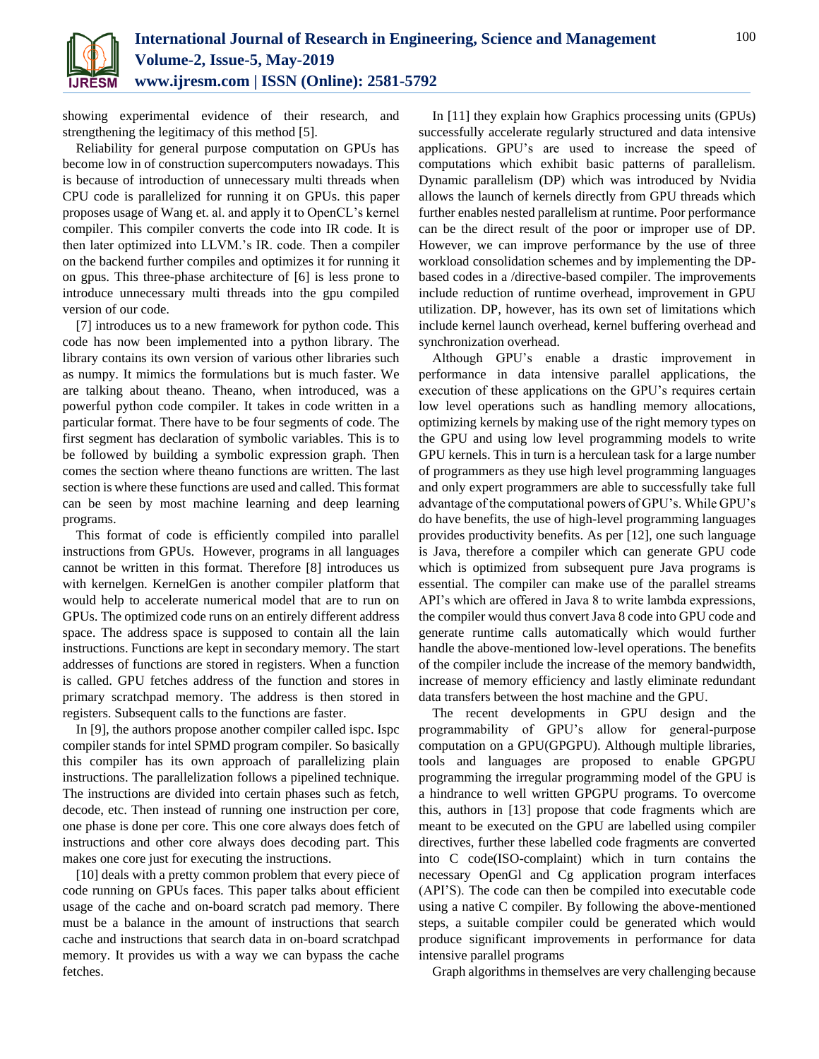showing experimental evidence of their research, and strengthening the legitimacy of this method [5].

Reliability for general purpose computation on GPUs has become low in of construction supercomputers nowadays. This is because of introduction of unnecessary multi threads when CPU code is parallelized for running it on GPUs. this paper proposes usage of Wang et. al. and apply it to OpenCL's kernel compiler. This compiler converts the code into IR code. It is then later optimized into LLVM.'s IR. code. Then a compiler on the backend further compiles and optimizes it for running it on gpus. This three-phase architecture of [6] is less prone to introduce unnecessary multi threads into the gpu compiled version of our code.

[7] introduces us to a new framework for python code. This code has now been implemented into a python library. The library contains its own version of various other libraries such as numpy. It mimics the formulations but is much faster. We are talking about theano. Theano, when introduced, was a powerful python code compiler. It takes in code written in a particular format. There have to be four segments of code. The first segment has declaration of symbolic variables. This is to be followed by building a symbolic expression graph. Then comes the section where theano functions are written. The last section is where these functions are used and called. This format can be seen by most machine learning and deep learning programs.

This format of code is efficiently compiled into parallel instructions from GPUs. However, programs in all languages cannot be written in this format. Therefore [8] introduces us with kernelgen. KernelGen is another compiler platform that would help to accelerate numerical model that are to run on GPUs. The optimized code runs on an entirely different address space. The address space is supposed to contain all the lain instructions. Functions are kept in secondary memory. The start addresses of functions are stored in registers. When a function is called. GPU fetches address of the function and stores in primary scratchpad memory. The address is then stored in registers. Subsequent calls to the functions are faster.

In [9], the authors propose another compiler called ispc. Ispc compiler stands for intel SPMD program compiler. So basically this compiler has its own approach of parallelizing plain instructions. The parallelization follows a pipelined technique. The instructions are divided into certain phases such as fetch, decode, etc. Then instead of running one instruction per core, one phase is done per core. This one core always does fetch of instructions and other core always does decoding part. This makes one core just for executing the instructions.

[10] deals with a pretty common problem that every piece of code running on GPUs faces. This paper talks about efficient usage of the cache and on-board scratch pad memory. There must be a balance in the amount of instructions that search cache and instructions that search data in on-board scratchpad memory. It provides us with a way we can bypass the cache fetches.

In [11] they explain how Graphics processing units (GPUs) successfully accelerate regularly structured and data intensive applications. GPU's are used to increase the speed of computations which exhibit basic patterns of parallelism. Dynamic parallelism (DP) which was introduced by Nvidia allows the launch of kernels directly from GPU threads which further enables nested parallelism at runtime. Poor performance can be the direct result of the poor or improper use of DP. However, we can improve performance by the use of three workload consolidation schemes and by implementing the DP-based codes in a /directive-based compiler. The improvements include reduction of runtime overhead, improvement in GPU utilization. DP, however, has its own set of limitations which include kernel launch overhead, kernel buffering overhead and synchronization overhead.

Although GPU's enable a drastic improvement in performance in data intensive parallel applications, the execution of these applications on the GPU's requires certain low level operations such as handling memory allocations, optimizing kernels by making use of the right memory types on the GPU and using low level programming models to write GPU kernels. This in turn is a herculean task for a large number of programmers as they use high level programming languages and only expert programmers are able to successfully take full advantage of the computational powers of GPU's. While GPU's do have benefits, the use of high-level programming languages provides productivity benefits. As per [12], one such language is Java, therefore a compiler which can generate GPU code which is optimized from subsequent pure Java programs is essential. The compiler can make use of the parallel streams API's which are offered in Java 8 to write lambda expressions, the compiler would thus convert Java 8 code into GPU code and generate runtime calls automatically which would further handle the above-mentioned low-level operations. The benefits of the compiler include the increase of the memory bandwidth, increase of memory efficiency and lastly eliminate redundant data transfers between the host machine and the GPU.

The recent developments in GPU design and the programmability of GPU's allow for general-purpose computation on a GPU(GPGPU). Although multiple libraries, tools and languages are proposed to enable GPGPU programming the irregular programming model of the GPU is a hindrance to well written GPGPU programs. To overcome this, authors in [13] propose that code fragments which are meant to be executed on the GPU are labelled using compiler directives, further these labelled code fragments are converted into C code(ISO-complaint) which in turn contains the necessary OpenGl and Cg application program interfaces (API'S). The code can then be compiled into executable code using a native C compiler. By following the above-mentioned steps, a suitable compiler could be generated which would produce significant improvements in performance for data intensive parallel programs

Graph algorithms in themselves are very challenging because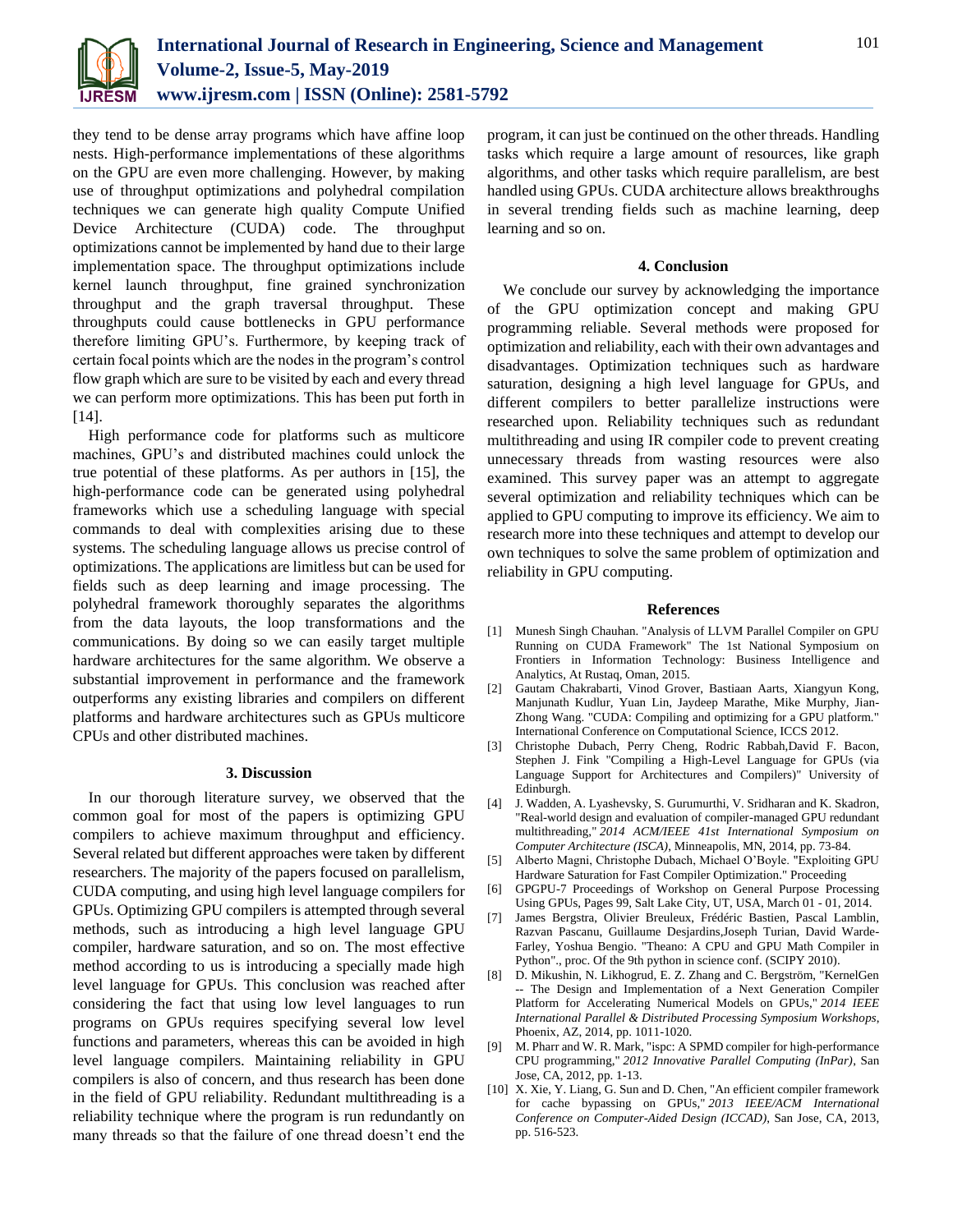they tend to be dense array programs which have affine loop nests. High-performance implementations of these algorithms on the GPU are even more challenging. However, by making use of throughput optimizations and polyhedral compilation techniques we can generate high quality Compute Unified Device Architecture (CUDA) code. The throughput optimizations cannot be implemented by hand due to their large implementation space. The throughput optimizations include kernel launch throughput, fine grained synchronization throughput and the graph traversal throughput. These throughputs could cause bottlenecks in GPU performance therefore limiting GPU's. Furthermore, by keeping track of certain focal points which are the nodes in the program's control flow graph which are sure to be visited by each and every thread we can perform more optimizations. This has been put forth in [14].

High performance code for platforms such as multicore machines, GPU's and distributed machines could unlock the true potential of these platforms. As per authors in [15], the high-performance code can be generated using polyhedral frameworks which use a scheduling language with special commands to deal with complexities arising due to these systems. The scheduling language allows us precise control of optimizations. The applications are limitless but can be used for fields such as deep learning and image processing. The polyhedral framework thoroughly separates the algorithms from the data layouts, the loop transformations and the communications. By doing so we can easily target multiple hardware architectures for the same algorithm. We observe a substantial improvement in performance and the framework outperforms any existing libraries and compilers on different platforms and hardware architectures such as GPUs multicore CPUs and other distributed machines.

## 3. Discussion

In our thorough literature survey, we observed that the common goal for most of the papers is optimizing GPU compilers to achieve maximum throughput and efficiency. Several related but different approaches were taken by different researchers. The majority of the papers focused on parallelism, CUDA computing, and using high level language compilers for GPUs. Optimizing GPU compilers is attempted through several methods, such as introducing a high level language GPU compiler, hardware saturation, and so on. The most effective method according to us is introducing a specially made high level language for GPUs. This conclusion was reached after considering the fact that using low level languages to run programs on GPUs requires specifying several low level functions and parameters, whereas this can be avoided in high level language compilers. Maintaining reliability in GPU compilers is also of concern, and thus research has been done in the field of GPU reliability. Redundant multithreading is a reliability technique where the program is run redundantly on many threads so that the failure of one thread doesn't end the program, it can just be continued on the other threads. Handling tasks which require a large amount of resources, like graph algorithms, and other tasks which require parallelism, are best handled using GPUs. CUDA architecture allows breakthroughs in several trending fields such as machine learning, deep learning and so on.

## 4. Conclusion

We conclude our survey by acknowledging the importance of the GPU optimization concept and making GPU programming reliable. Several methods were proposed for optimization and reliability, each with their own advantages and disadvantages. Optimization techniques such as hardware saturation, designing a high level language for GPUs, and different compilers to better parallelize instructions were researched upon. Reliability techniques such as redundant multithreading and using IR compiler code to prevent creating unnecessary threads from wasting resources were also examined. This survey paper was an attempt to aggregate several optimization and reliability techniques which can be applied to GPU computing to improve its efficiency. We aim to research more into these techniques and attempt to develop our own techniques to solve the same problem of optimization and reliability in GPU computing.

## References

[1] Munesh Singh Chauhan. "Analysis of LLVM Parallel Compiler on GPU Running on CUDA Framework" The 1st National Symposium on Frontiers in Information Technology: Business Intelligence and Analytics, At Rustaq, Oman, 2015.

[2] Gautam Chakrabarti, Vinod Grover, Bastiaan Aarts, Xiangyun Kong, Manjunath Kudlur, Yuan Lin, Jaydeep Marathe, Mike Murphy, Jian-Zhong Wang. "CUDA: Compiling and optimizing for a GPU platform." International Conference on Computational Science, ICCS 2012.

[3] Christophe Dubach, Perry Cheng, Rodric Rabbah,David F. Bacon, Stephen J. Fink "Compiling a High-Level Language for GPUs (via Language Support for Architectures and Compilers)" University of Edinburgh.

[4] J. Wadden, A. Lyashevsky, S. Gurumurthi, V. Sridharan and K. Skadron, "Real-world design and evaluation of compiler-managed GPU redundant multithreading," *2014 ACM/IEEE 41st International Symposium on Computer Architecture (ISCA)*, Minneapolis, MN, 2014, pp. 73-84.

[5] Alberto Magni, Christophe Dubach, Michael O'Boyle. "Exploiting GPU Hardware Saturation for Fast Compiler Optimization." Proceeding

[6] GPGPU-7 Proceedings of Workshop on General Purpose Processing Using GPUs, Pages 99, Salt Lake City, UT, USA, March 01 - 01, 2014.

[7] James Bergstra, Olivier Breuleux, Frédéric Bastien, Pascal Lamblin, Razvan Pascanu, Guillaume Desjardins,Joseph Turian, David Warde-Farley, Yoshua Bengio. "Theano: A CPU and GPU Math Compiler in Python"., proc. Of the 9th python in science conf. (SCIPY 2010).

[8] D. Mikushin, N. Likhogrud, E. Z. Zhang and C. Bergström, "KernelGen -- The Design and Implementation of a Next Generation Compiler Platform for Accelerating Numerical Models on GPUs," *2014 IEEE International Parallel & Distributed Processing Symposium Workshops*, Phoenix, AZ, 2014, pp. 1011-1020.

[9] M. Pharr and W. R. Mark, "ispc: A SPMD compiler for high-performance CPU programming," *2012 Innovative Parallel Computing (InPar)*, San Jose, CA, 2012, pp. 1-13.

[10] X. Xie, Y. Liang, G. Sun and D. Chen, "An efficient compiler framework for cache bypassing on GPUs," *2013 IEEE/ACM International Conference on Computer-Aided Design (ICCAD)*, San Jose, CA, 2013, pp. 516-523.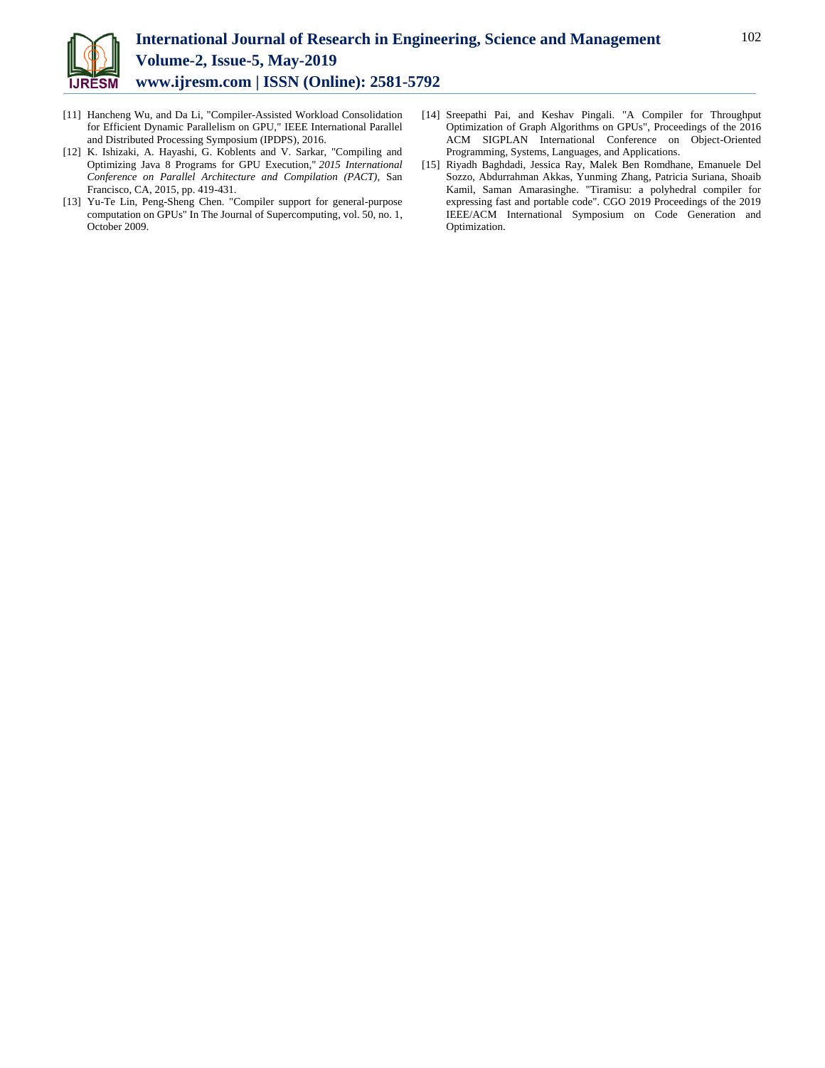[11] Hancheng Wu, and Da Li, "Compiler-Assisted Workload Consolidation for Efficient Dynamic Parallelism on GPU," IEEE International Parallel and Distributed Processing Symposium (IPDPS), 2016.

[12] K. Ishizaki, A. Hayashi, G. Koblents and V. Sarkar, "Compiling and Optimizing Java 8 Programs for GPU Execution," *2015 International Conference on Parallel Architecture and Compilation (PACT)*, San Francisco, CA, 2015, pp. 419-431.

[13] Yu-Te Lin, Peng-Sheng Chen. "Compiler support for general-purpose computation on GPUs" In The Journal of Supercomputing, vol. 50, no. 1, October 2009.

[14] Sreepathi Pai, and Keshav Pingali. "A Compiler for Throughput Optimization of Graph Algorithms on GPUs", Proceedings of the 2016 ACM SIGPLAN International Conference on Object-Oriented Programming, Systems, Languages, and Applications.

[15] Riyadh Baghdadi, Jessica Ray, Malek Ben Romdhane, Emanuele Del Sozzo, Abdurrahman Akkas, Yunming Zhang, Patricia Suriana, Shoaib Kamil, Saman Amarasinghe. "Tiramisu: a polyhedral compiler for expressing fast and portable code". CGO 2019 Proceedings of the 2019 IEEE/ACM International Symposium on Code Generation and Optimization.